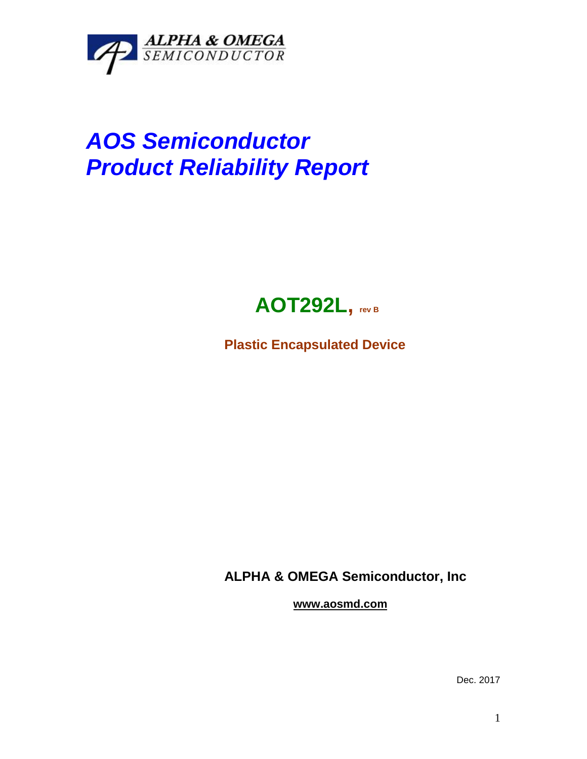ALPHA & OMEGA
SEMICONDUCTOR

# *AOS Semiconductor*
# *Product Reliability Report*

## AOT292L, rev B

**Plastic Encapsulated Device**

**ALPHA & OMEGA Semiconductor, Inc**

**www.aosmd.com**

Dec. 2017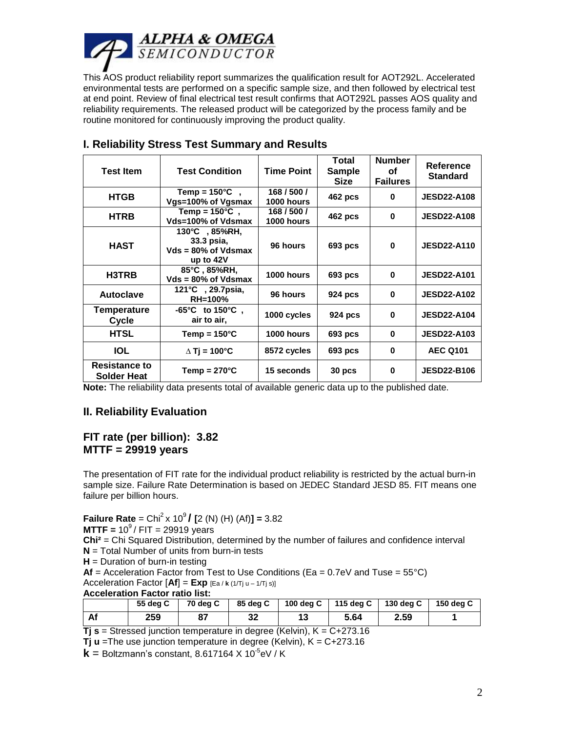This AOS product reliability report summarizes the qualification result for AOT292L. Accelerated environmental tests are performed on a specific sample size, and then followed by electrical test at end point. Review of final electrical test result confirms that AOT292L passes AOS quality and reliability requirements. The released product will be categorized by the process family and be routine monitored for continuously improving the product quality.

## I. Reliability Stress Test Summary and Results

| Test Item | Test Condition | Time Point | Total Sample Size | Number of Failures | Reference Standard |
|---|---|---|---|---|---|
| HTGB | Temp = 150°C , Vgs=100% of Vgsmax | 168 / 500 / 1000 hours | 462 pcs | 0 | JESD22-A108 |
| HTRB | Temp = 150°C , Vds=100% of Vdsmax | 168 / 500 / 1000 hours | 462 pcs | 0 | JESD22-A108 |
| HAST | 130°C , 85%RH, 33.3 psia, Vds = 80% of Vdsmax up to 42V | 96 hours | 693 pcs | 0 | JESD22-A110 |
| H3TRB | 85°C , 85%RH, Vds = 80% of Vdsmax | 1000 hours | 693 pcs | 0 | JESD22-A101 |
| Autoclave | 121°C , 29.7psia, RH=100% | 96 hours | 924 pcs | 0 | JESD22-A102 |
| Temperature Cycle | -65°C to 150°C , air to air, | 1000 cycles | 924 pcs | 0 | JESD22-A104 |
| HTSL | Temp = 150°C | 1000 hours | 693 pcs | 0 | JESD22-A103 |
| IOL | $\Delta$ Tj = 100°C | 8572 cycles | 693 pcs | 0 | AEC Q101 |
| Resistance to Solder Heat | Temp = 270°C | 15 seconds | 30 pcs | 0 | JESD22-B106 |

**Note:** The reliability data presents total of available generic data up to the published date.

## II. Reliability Evaluation

### FIT rate (per billion): 3.82
### MTTF = 29919 years

The presentation of FIT rate for the individual product reliability is restricted by the actual burn-in sample size. Failure Rate Determination is based on JEDEC Standard JESD 85. FIT means one failure per billion hours.

**Failure Rate** = $Chi^2 \times 10^9$ **/ [**2 (N) (H) (Af)**] =** 3.82

**MTTF =** $10^9$ / FIT = 29919 years

**Chi²** = Chi Squared Distribution, determined by the number of failures and confidence interval

**N** = Total Number of units from burn-in tests

**H** = Duration of burn-in testing

**Af** = Acceleration Factor from Test to Use Conditions (Ea = 0.7eV and Tuse = 55°C)

Acceleration Factor [**Af**] = **Exp** [Ea / **k** (1/Tj u – 1/Tj s)]

**Acceleration Factor ratio list:**

| | 55 deg C | 70 deg C | 85 deg C | 100 deg C | 115 deg C | 130 deg C | 150 deg C |
|---|---|---|---|---|---|---|---|
| Af | 259 | 87 | 32 | 13 | 5.64 | 2.59 | 1 |

**Tj s** = Stressed junction temperature in degree (Kelvin), K = C+273.16

**Tj u** =The use junction temperature in degree (Kelvin), K = C+273.16

**k** = Boltzmann's constant, $8.617164 \times 10^{-5}$eV / K